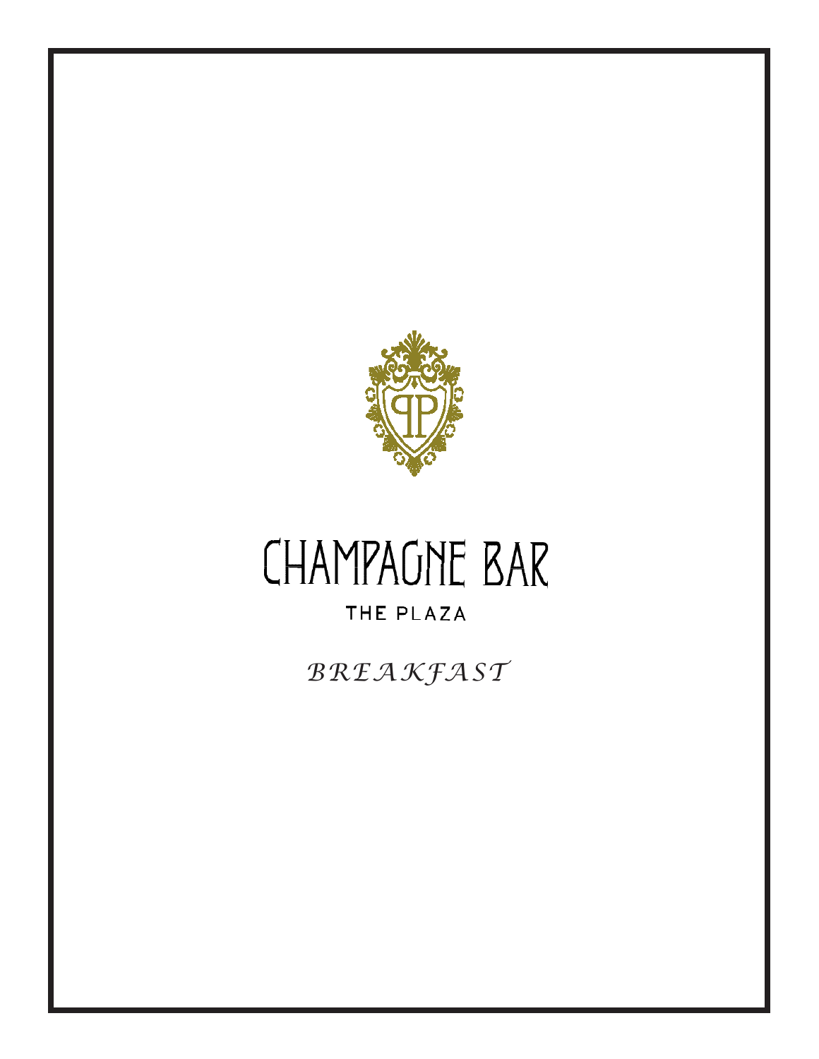# CHAMPAGNE BAR

THE PLAZA

*BREAKFAST*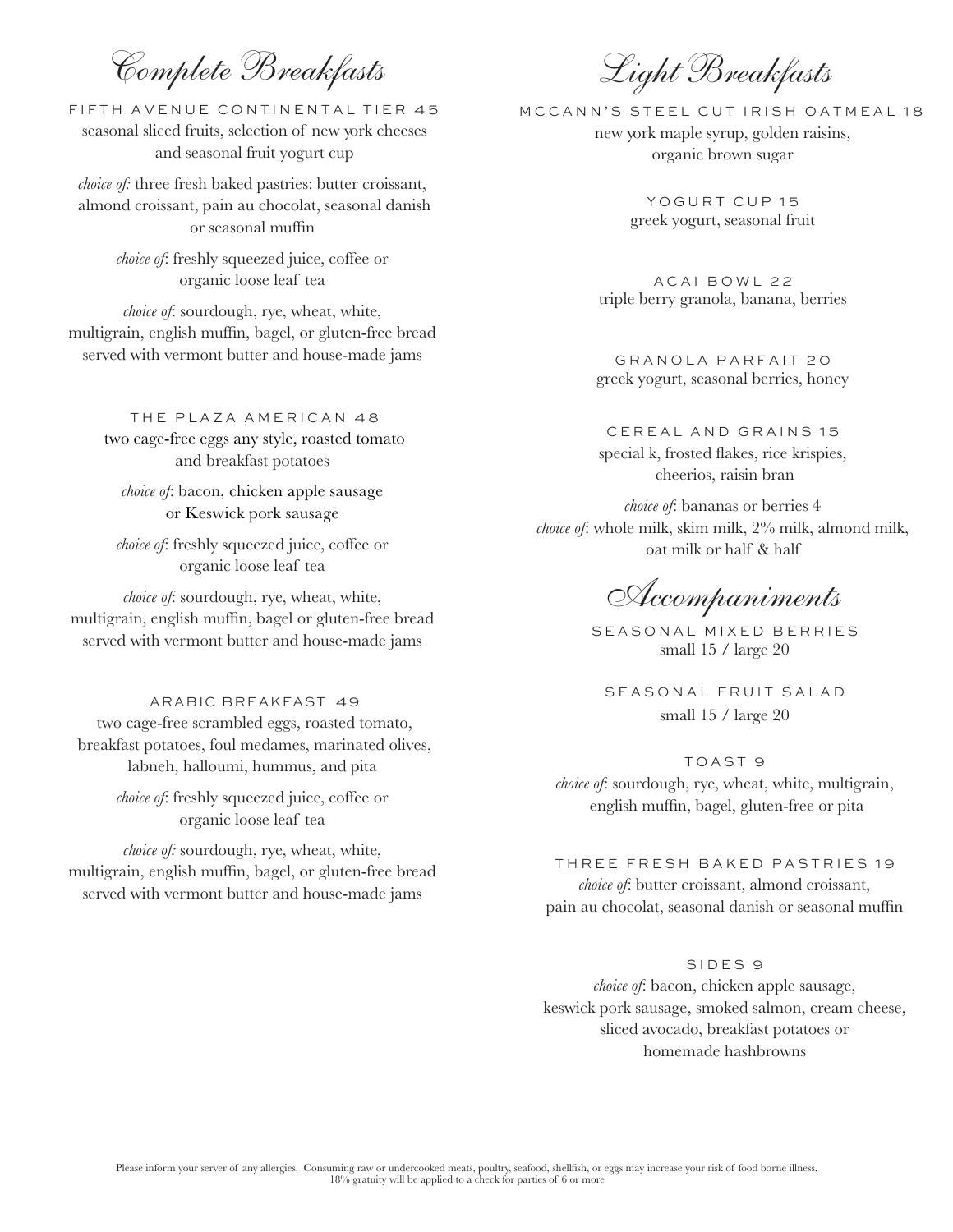# Complete Breakfasts

### FIFTH AVENUE CONTINENTAL TIER 45

seasonal sliced fruits, selection of new york cheeses and seasonal fruit yogurt cup

*choice of:* three fresh baked pastries: butter croissant, almond croissant, pain au chocolat, seasonal danish or seasonal muffin

*choice of*: freshly squeezed juice, coffee or organic loose leaf tea

*choice of*: sourdough, rye, wheat, white, multigrain, english muffin, bagel, or gluten-free bread served with vermont butter and house-made jams

### THE PLAZA AMERICAN 48

two cage-free eggs any style, roasted tomato and breakfast potatoes

*choice of*: bacon, chicken apple sausage or Keswick pork sausage

*choice of*: freshly squeezed juice, coffee or organic loose leaf tea

*choice of*: sourdough, rye, wheat, white, multigrain, english muffin, bagel or gluten-free bread served with vermont butter and house-made jams

### ARABIC BREAKFAST 49

two cage-free scrambled eggs, roasted tomato, breakfast potatoes, foul medames, marinated olives, labneh, halloumi, hummus, and pita

*choice of*: freshly squeezed juice, coffee or organic loose leaf tea

*choice of:* sourdough, rye, wheat, white, multigrain, english muffin, bagel, or gluten-free bread served with vermont butter and house-made jams

# Light Breakfasts

### MCCANN'S STEEL CUT IRISH OATMEAL 18

new york maple syrup, golden raisins, organic brown sugar

### YOGURT CUP 15

greek yogurt, seasonal fruit

### ACAI BOWL 22

triple berry granola, banana, berries

### GRANOLA PARFAIT 20

greek yogurt, seasonal berries, honey

### CEREAL AND GRAINS 15

special k, frosted flakes, rice krispies, cheerios, raisin bran

*choice of*: bananas or berries 4
*choice of*: whole milk, skim milk, 2% milk, almond milk, oat milk or half & half

# Accompaniments

### SEASONAL MIXED BERRIES

small 15 / large 20

### SEASONAL FRUIT SALAD

small 15 / large 20

### TOAST 9

*choice of*: sourdough, rye, wheat, white, multigrain, english muffin, bagel, gluten-free or pita

### THREE FRESH BAKED PASTRIES 19

*choice of*: butter croissant, almond croissant, pain au chocolat, seasonal danish or seasonal muffin

### SIDES 9

*choice of*: bacon, chicken apple sausage, keswick pork sausage, smoked salmon, cream cheese, sliced avocado, breakfast potatoes or homemade hashbrowns

Please inform your server of any allergies. Consuming raw or undercooked meats, poultry, seafood, shellfish, or eggs may increase your risk of food borne illness.
18% gratuity will be applied to a check for parties of 6 or more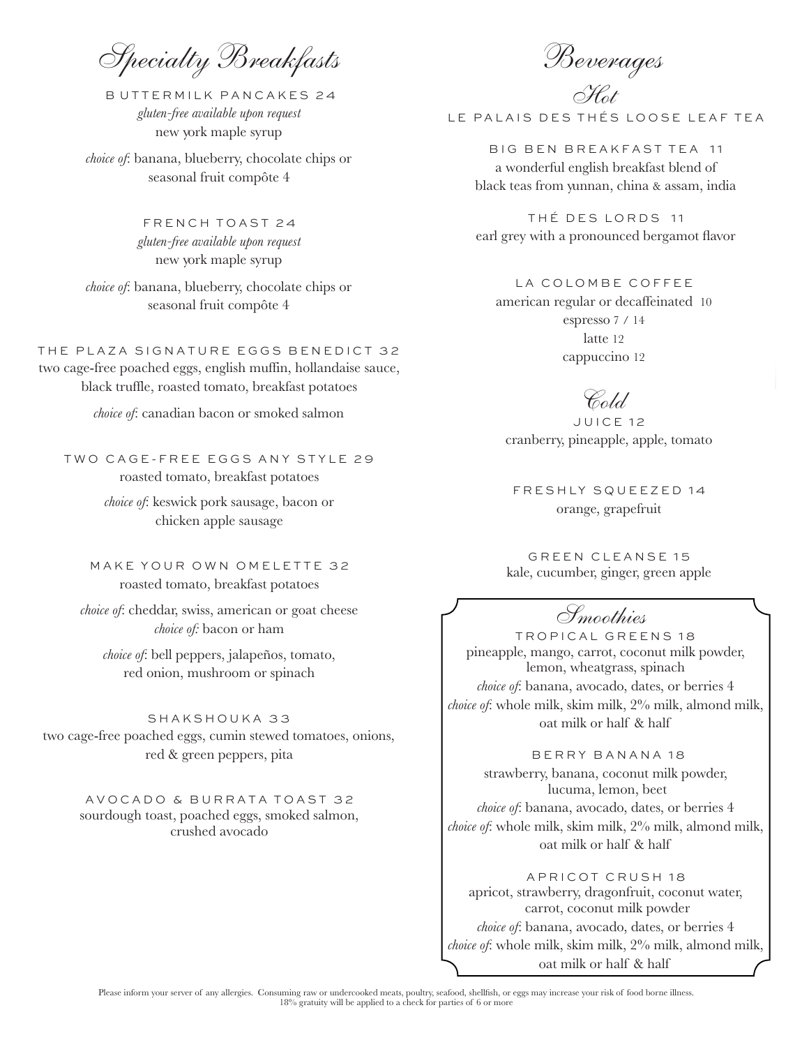# Specialty Breakfasts

### BUTTERMILK PANCAKES 24

*gluten-free available upon request*

new york maple syrup

*choice of*: banana, blueberry, chocolate chips or seasonal fruit compôte 4

### FRENCH TOAST 24

*gluten-free available upon request*

new york maple syrup

*choice of*: banana, blueberry, chocolate chips or seasonal fruit compôte 4

### THE PLAZA SIGNATURE EGGS BENEDICT 32

two cage-free poached eggs, english muffin, hollandaise sauce, black truffle, roasted tomato, breakfast potatoes

*choice of*: canadian bacon or smoked salmon

### TWO CAGE-FREE EGGS ANY STYLE 29

roasted tomato, breakfast potatoes

*choice of*: keswick pork sausage, bacon or chicken apple sausage

### MAKE YOUR OWN OMELETTE 32

roasted tomato, breakfast potatoes

*choice of*: cheddar, swiss, american or goat cheese

*choice of:* bacon or ham

*choice of*: bell peppers, jalapeños, tomato, red onion, mushroom or spinach

### SHAKSHOUKA 33

two cage-free poached eggs, cumin stewed tomatoes, onions, red & green peppers, pita

### AVOCADO & BURRATA TOAST 32

sourdough toast, poached eggs, smoked salmon, crushed avocado

# Beverages

## Hot

### LE PALAIS DES THÉS LOOSE LEAF TEA

**BIG BEN BREAKFAST TEA 11**

a wonderful english breakfast blend of black teas from yunnan, china & assam, india

**THÉ DES LORDS 11**

earl grey with a pronounced bergamot flavor

### LA COLOMBE COFFEE

american regular or decaffeinated 10

espresso 7 / 14

latte 12

cappuccino 12

## Cold

### JUICE 12

cranberry, pineapple, apple, tomato

### FRESHLY SQUEEZED 14

orange, grapefruit

### GREEN CLEANSE 15

kale, cucumber, ginger, green apple

## Smoothies

### TROPICAL GREENS 18

pineapple, mango, carrot, coconut milk powder, lemon, wheatgrass, spinach

*choice of*: banana, avocado, dates, or berries 4

*choice of*: whole milk, skim milk, 2% milk, almond milk, oat milk or half & half

### BERRY BANANA 18

strawberry, banana, coconut milk powder, lucuma, lemon, beet

*choice of*: banana, avocado, dates, or berries 4

*choice of*: whole milk, skim milk, 2% milk, almond milk, oat milk or half & half

### APRICOT CRUSH 18

apricot, strawberry, dragonfruit, coconut water, carrot, coconut milk powder

*choice of*: banana, avocado, dates, or berries 4

*choice of*: whole milk, skim milk, 2% milk, almond milk, oat milk or half & half

Please inform your server of any allergies. Consuming raw or undercooked meats, poultry, seafood, shellfish, or eggs may increase your risk of food borne illness.
18% gratuity will be applied to a check for parties of 6 or more